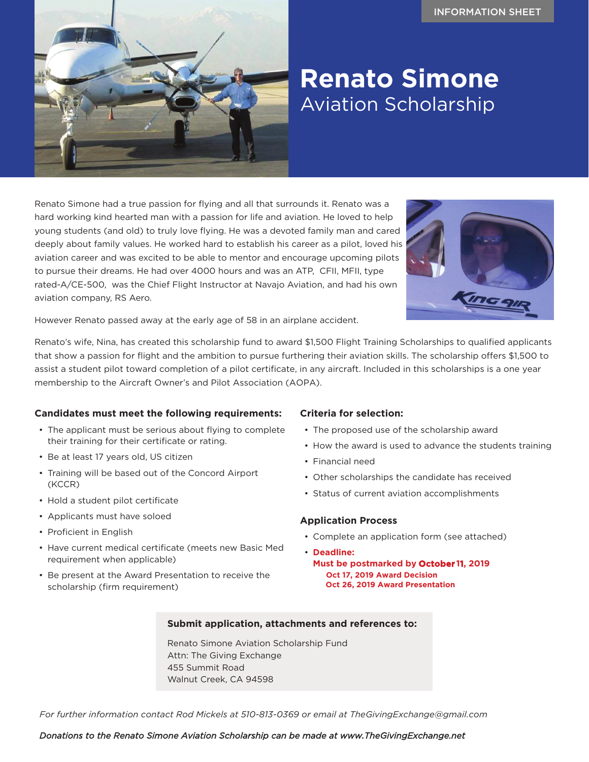INFORMATION SHEET

# Renato Simone
## Aviation Scholarship

Renato Simone had a true passion for flying and all that surrounds it. Renato was a hard working kind hearted man with a passion for life and aviation. He loved to help young students (and old) to truly love flying. He was a devoted family man and cared deeply about family values. He worked hard to establish his career as a pilot, loved his aviation career and was excited to be able to mentor and encourage upcoming pilots to pursue their dreams. He had over 4000 hours and was an ATP, CFII, MFII, type rated-A/CE-500, was the Chief Flight Instructor at Navajo Aviation, and had his own aviation company, RS Aero.

However Renato passed away at the early age of 58 in an airplane accident.

Renato's wife, Nina, has created this scholarship fund to award $1,500 Flight Training Scholarships to qualified applicants that show a passion for flight and the ambition to pursue furthering their aviation skills. The scholarship offers $1,500 to assist a student pilot toward completion of a pilot certificate, in any aircraft. Included in this scholarships is a one year membership to the Aircraft Owner's and Pilot Association (AOPA).

### Candidates must meet the following requirements:

- The applicant must be serious about flying to complete their training for their certificate or rating.
- Be at least 17 years old, US citizen
- Training will be based out of the Concord Airport (KCCR)
- Hold a student pilot certificate
- Applicants must have soloed
- Proficient in English
- Have current medical certificate (meets new Basic Med requirement when applicable)
- Be present at the Award Presentation to receive the scholarship (firm requirement)

### Criteria for selection:

- The proposed use of the scholarship award
- How the award is used to advance the students training
- Financial need
- Other scholarships the candidate has received
- Status of current aviation accomplishments

### Application Process

- Complete an application form (see attached)
- **Deadline:**
  **Must be postmarked by October 11, 2019**
  **Oct 17, 2019 Award Decision**
  **Oct 26, 2019 Award Presentation**

**Submit application, attachments and references to:**

Renato Simone Aviation Scholarship Fund
Attn: The Giving Exchange
455 Summit Road
Walnut Creek, CA 94598

*For further information contact Rod Mickels at 510-813-0369 or email at TheGivingExchange@gmail.com*

***Donations to the Renato Simone Aviation Scholarship can be made at www.TheGivingExchange.net***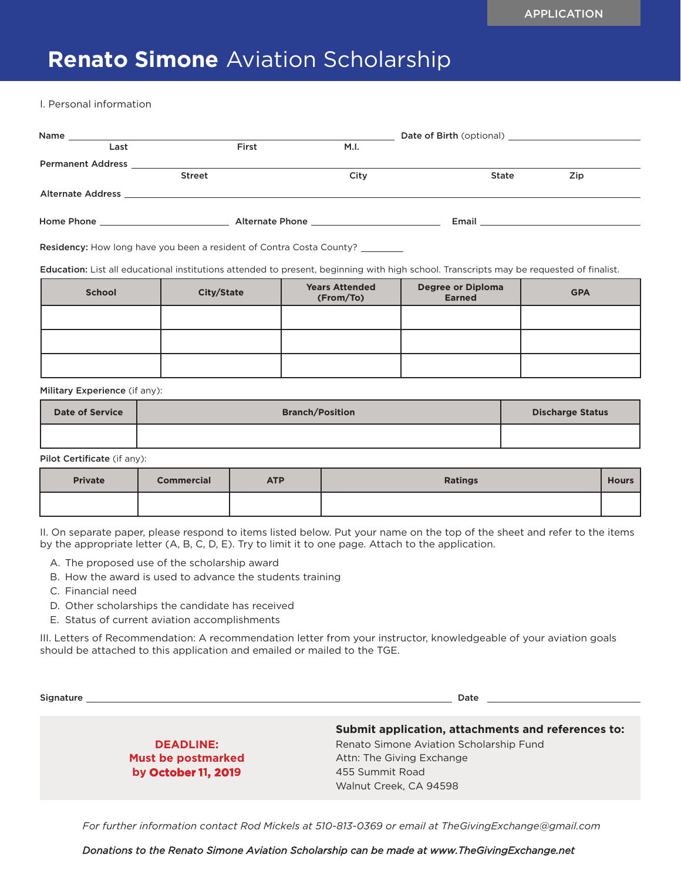APPLICATION

# **Renato Simone** Aviation Scholarship

I. Personal information

**Name** ______________________________________________ **Date of Birth** (optional) ______________________
Last First M.I.

**Permanent Address** ______________________________________________________________________________
Street City State Zip

**Alternate Address** ______________________________________________________________________________

**Home Phone** ______________________ **Alternate Phone** ______________________ **Email** ______________________

**Residency:** How long have you been a resident of Contra Costa County? _________

**Education:** List all educational institutions attended to present, beginning with high school. Transcripts may be requested of finalist.

| School | City/State | Years Attended (From/To) | Degree or Diploma Earned | GPA |
|---|---|---|---|---|
| | | | | |
| | | | | |
| | | | | |

**Military Experience** (if any):

| Date of Service | Branch/Position | Discharge Status |
|---|---|---|
| | | |

**Pilot Certificate** (if any):

| Private | Commercial | ATP | Ratings | Hours |
|---|---|---|---|---|
| | | | | |

II. On separate paper, please respond to items listed below. Put your name on the top of the sheet and refer to the items by the appropriate letter (A, B, C, D, E). Try to limit it to one page. Attach to the application.

A. The proposed use of the scholarship award
B. How the award is used to advance the students training
C. Financial need
D. Other scholarships the candidate has received
E. Status of current aviation accomplishments

III. Letters of Recommendation: A recommendation letter from your instructor, knowledgeable of your aviation goals should be attached to this application and emailed or mailed to the TGE.

**Signature** ______________________________________________ **Date** ______________________

**DEADLINE:**
**Must be postmarked**
**by October 11, 2019**

**Submit application, attachments and references to:**
Renato Simone Aviation Scholarship Fund
Attn: The Giving Exchange
455 Summit Road
Walnut Creek, CA 94598

*For further information contact Rod Mickels at 510-813-0369 or email at TheGivingExchange@gmail.com*

***Donations to the Renato Simone Aviation Scholarship can be made at www.TheGivingExchange.net***